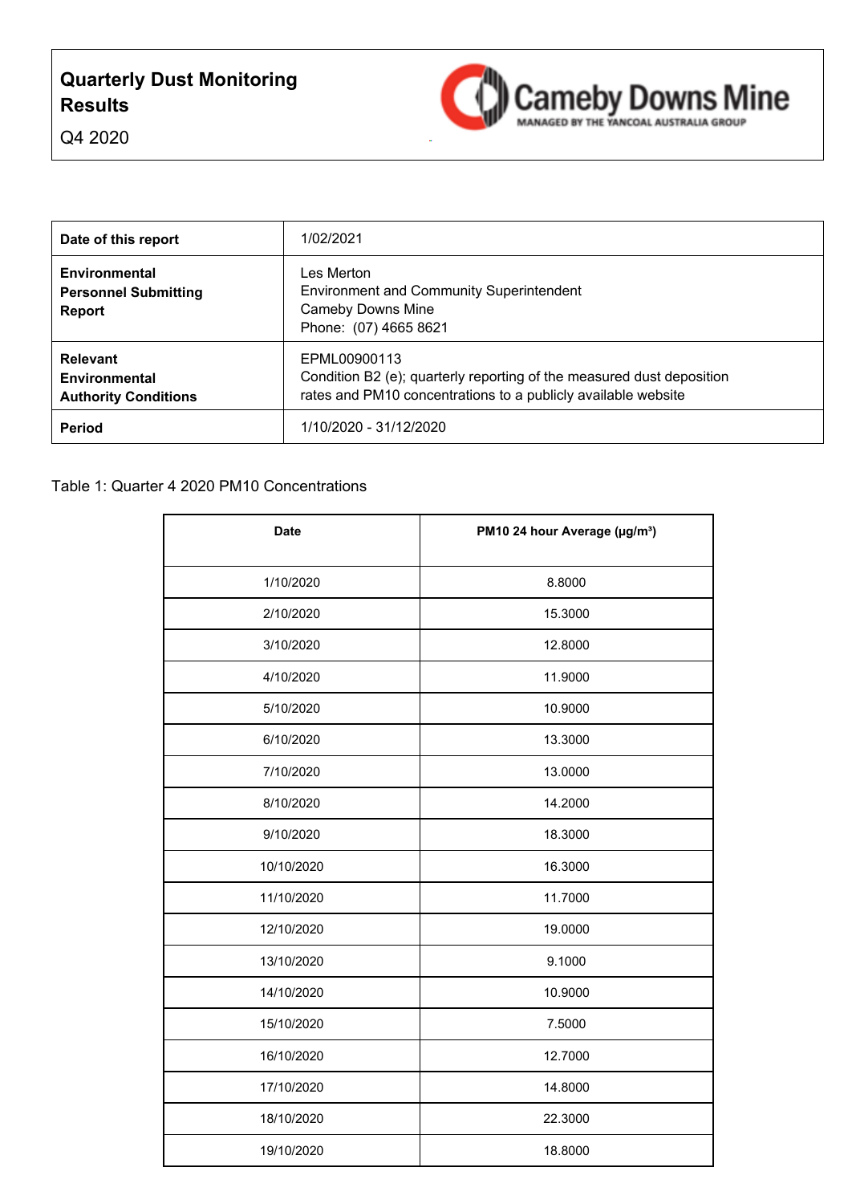# Quarterly Dust Monitoring Results

Q4 2020

Cameby Downs Mine
MANAGED BY THE YANCOAL AUSTRALIA GROUP

| | |
|---|---|
| **Date of this report** | 1/02/2021 |
| **Environmental Personnel Submitting Report** | Les Merton<br>Environment and Community Superintendent<br>Cameby Downs Mine<br>Phone: (07) 4665 8621 |
| **Relevant Environmental Authority Conditions** | EPML00900113<br>Condition B2 (e); quarterly reporting of the measured dust deposition rates and PM10 concentrations to a publicly available website |
| **Period** | 1/10/2020 - 31/12/2020 |

Table 1: Quarter 4 2020 PM10 Concentrations

| Date | PM10 24 hour Average (µg/m³) |
|---|---|
| 1/10/2020 | 8.8000 |
| 2/10/2020 | 15.3000 |
| 3/10/2020 | 12.8000 |
| 4/10/2020 | 11.9000 |
| 5/10/2020 | 10.9000 |
| 6/10/2020 | 13.3000 |
| 7/10/2020 | 13.0000 |
| 8/10/2020 | 14.2000 |
| 9/10/2020 | 18.3000 |
| 10/10/2020 | 16.3000 |
| 11/10/2020 | 11.7000 |
| 12/10/2020 | 19.0000 |
| 13/10/2020 | 9.1000 |
| 14/10/2020 | 10.9000 |
| 15/10/2020 | 7.5000 |
| 16/10/2020 | 12.7000 |
| 17/10/2020 | 14.8000 |
| 18/10/2020 | 22.3000 |
| 19/10/2020 | 18.8000 |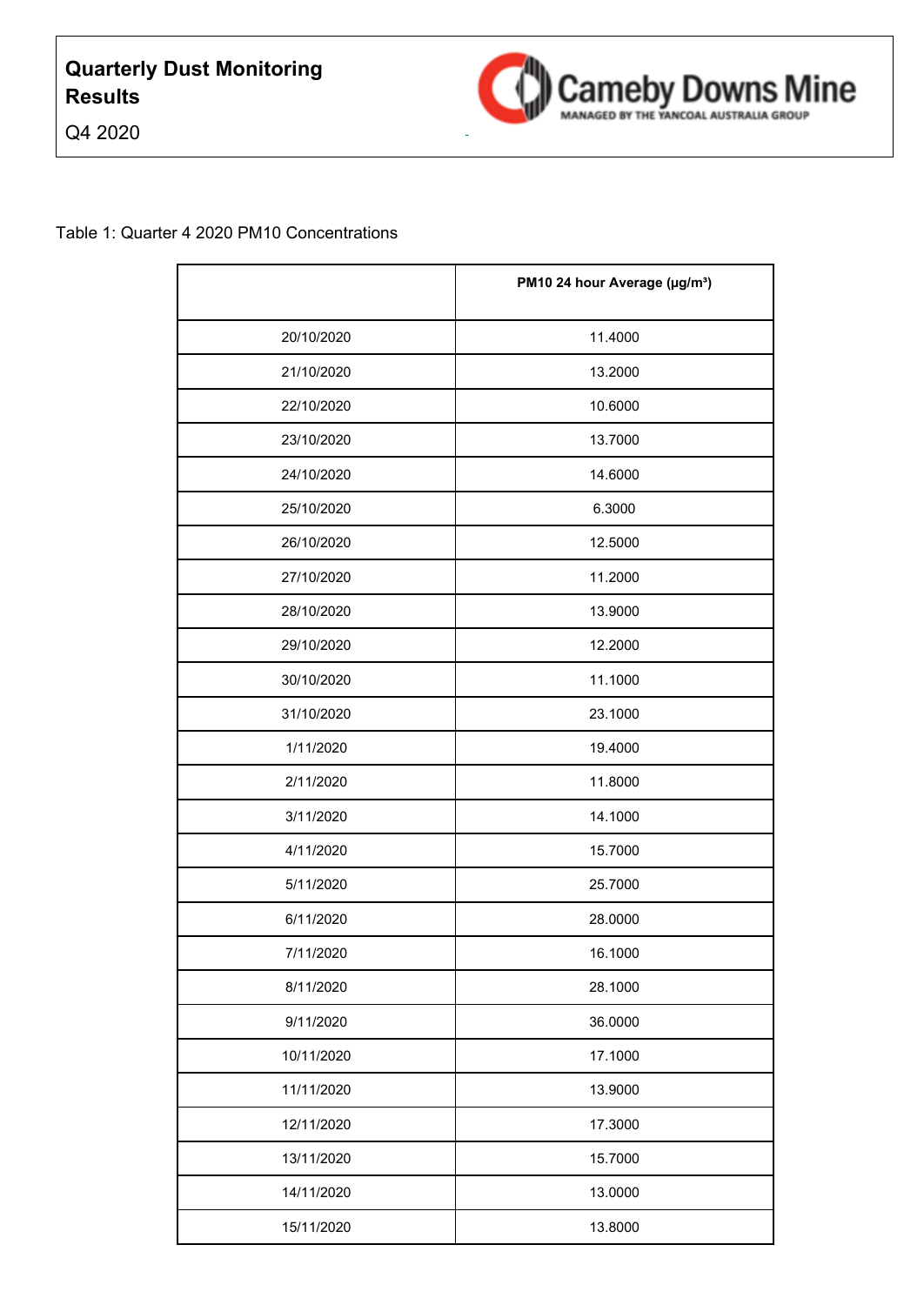# Quarterly Dust Monitoring Results

Q4 2020

Table 1: Quarter 4 2020 PM10 Concentrations

| | **PM10 24 hour Average (µg/m³)** |
|---|---|
| 20/10/2020 | 11.4000 |
| 21/10/2020 | 13.2000 |
| 22/10/2020 | 10.6000 |
| 23/10/2020 | 13.7000 |
| 24/10/2020 | 14.6000 |
| 25/10/2020 | 6.3000 |
| 26/10/2020 | 12.5000 |
| 27/10/2020 | 11.2000 |
| 28/10/2020 | 13.9000 |
| 29/10/2020 | 12.2000 |
| 30/10/2020 | 11.1000 |
| 31/10/2020 | 23.1000 |
| 1/11/2020 | 19.4000 |
| 2/11/2020 | 11.8000 |
| 3/11/2020 | 14.1000 |
| 4/11/2020 | 15.7000 |
| 5/11/2020 | 25.7000 |
| 6/11/2020 | 28.0000 |
| 7/11/2020 | 16.1000 |
| 8/11/2020 | 28.1000 |
| 9/11/2020 | 36.0000 |
| 10/11/2020 | 17.1000 |
| 11/11/2020 | 13.9000 |
| 12/11/2020 | 17.3000 |
| 13/11/2020 | 15.7000 |
| 14/11/2020 | 13.0000 |
| 15/11/2020 | 13.8000 |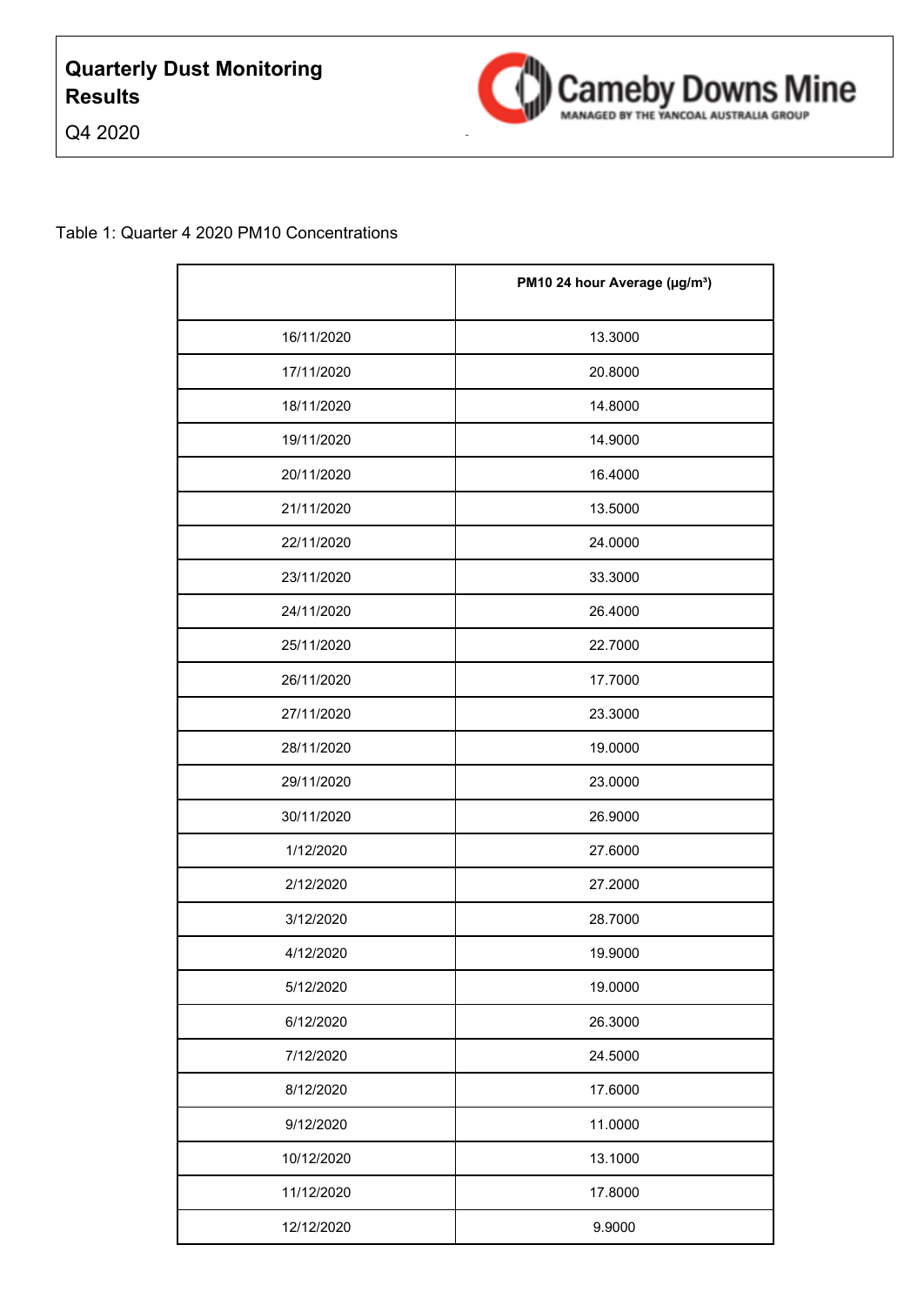**Quarterly Dust Monitoring Results**

Q4 2020

Cameby Downs Mine
MANAGED BY THE YANCOAL AUSTRALIA GROUP

Table 1: Quarter 4 2020 PM10 Concentrations

| | PM10 24 hour Average (μg/m³) |
|---|---|
| 16/11/2020 | 13.3000 |
| 17/11/2020 | 20.8000 |
| 18/11/2020 | 14.8000 |
| 19/11/2020 | 14.9000 |
| 20/11/2020 | 16.4000 |
| 21/11/2020 | 13.5000 |
| 22/11/2020 | 24.0000 |
| 23/11/2020 | 33.3000 |
| 24/11/2020 | 26.4000 |
| 25/11/2020 | 22.7000 |
| 26/11/2020 | 17.7000 |
| 27/11/2020 | 23.3000 |
| 28/11/2020 | 19.0000 |
| 29/11/2020 | 23.0000 |
| 30/11/2020 | 26.9000 |
| 1/12/2020 | 27.6000 |
| 2/12/2020 | 27.2000 |
| 3/12/2020 | 28.7000 |
| 4/12/2020 | 19.9000 |
| 5/12/2020 | 19.0000 |
| 6/12/2020 | 26.3000 |
| 7/12/2020 | 24.5000 |
| 8/12/2020 | 17.6000 |
| 9/12/2020 | 11.0000 |
| 10/12/2020 | 13.1000 |
| 11/12/2020 | 17.8000 |
| 12/12/2020 | 9.9000 |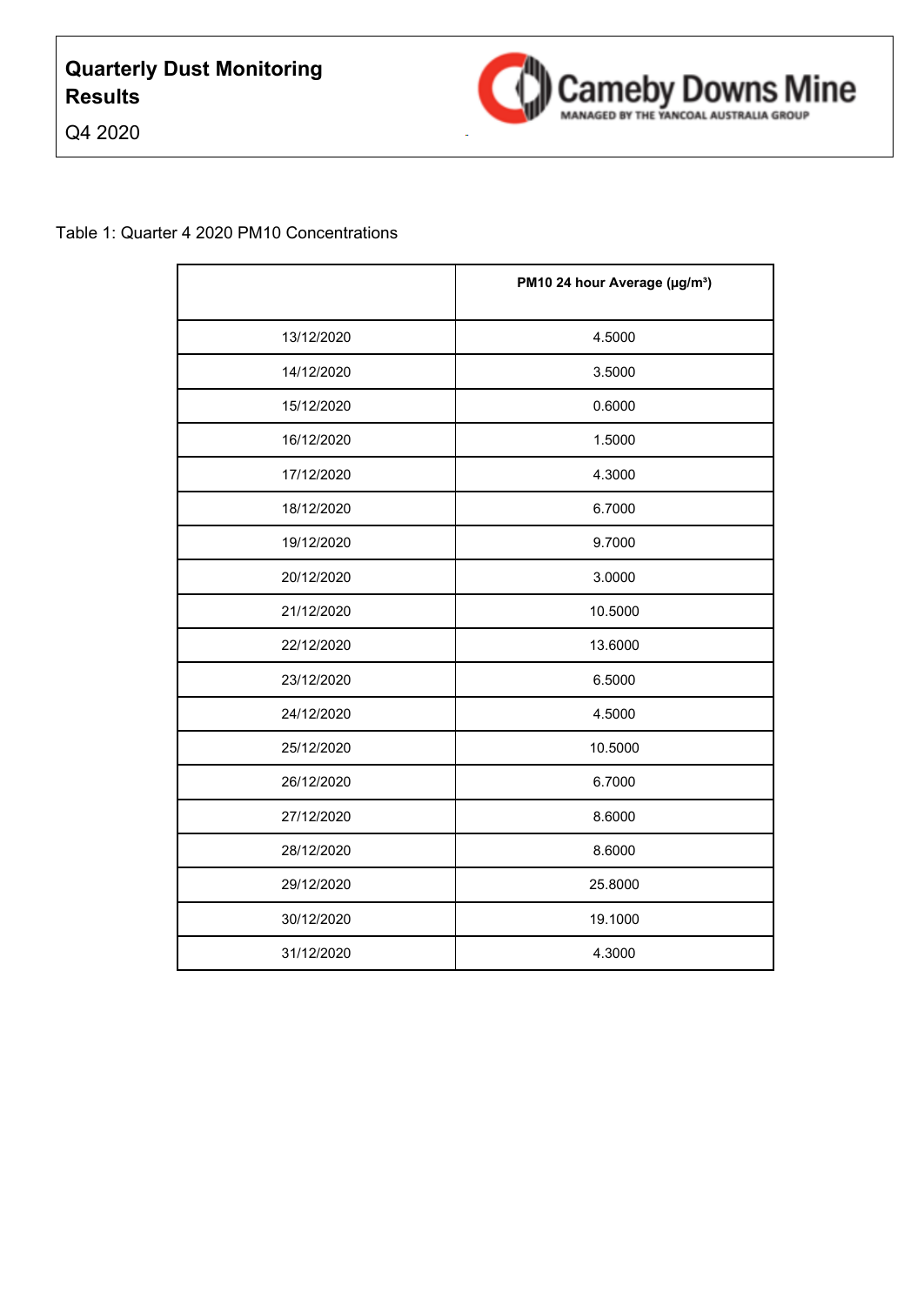**Quarterly Dust Monitoring Results**

Q4 2020

Cameby Downs Mine
MANAGED BY THE YANCOAL AUSTRALIA GROUP

Table 1: Quarter 4 2020 PM10 Concentrations

| | PM10 24 hour Average (µg/m³) |
|---|---|
| 13/12/2020 | 4.5000 |
| 14/12/2020 | 3.5000 |
| 15/12/2020 | 0.6000 |
| 16/12/2020 | 1.5000 |
| 17/12/2020 | 4.3000 |
| 18/12/2020 | 6.7000 |
| 19/12/2020 | 9.7000 |
| 20/12/2020 | 3.0000 |
| 21/12/2020 | 10.5000 |
| 22/12/2020 | 13.6000 |
| 23/12/2020 | 6.5000 |
| 24/12/2020 | 4.5000 |
| 25/12/2020 | 10.5000 |
| 26/12/2020 | 6.7000 |
| 27/12/2020 | 8.6000 |
| 28/12/2020 | 8.6000 |
| 29/12/2020 | 25.8000 |
| 30/12/2020 | 19.1000 |
| 31/12/2020 | 4.3000 |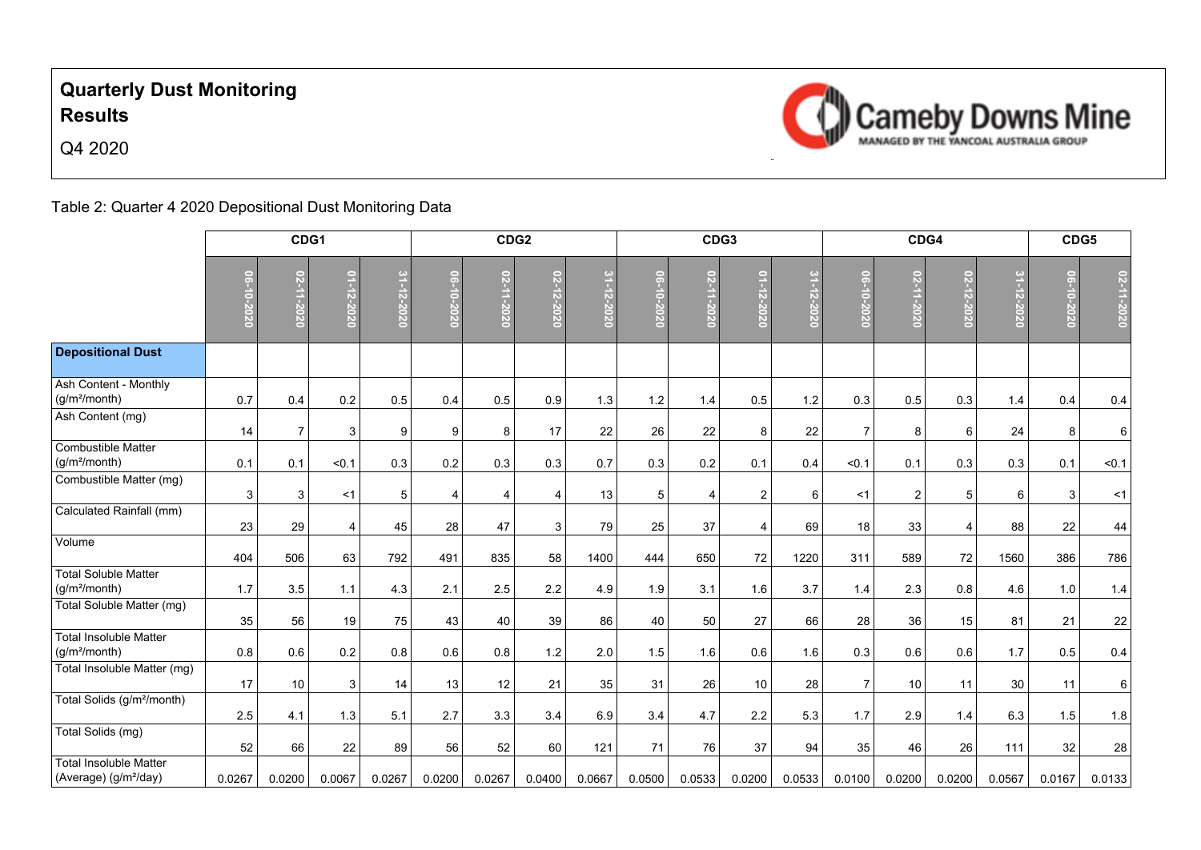# Quarterly Dust Monitoring Results

Q4 2020

Cameby Downs Mine
MANAGED BY THE YANCOAL AUSTRALIA GROUP

Table 2: Quarter 4 2020 Depositional Dust Monitoring Data

| | CDG1 | | | | CDG2 | | | | CDG3 | | | | CDG4 | | | | CDG5 | |
|---|---|---|---|---|---|---|---|---|---|---|---|---|---|---|---|---|---|---|
| | 06-10-2020 | 02-11-2020 | 01-12-2020 | 31-12-2020 | 06-10-2020 | 02-11-2020 | 02-12-2020 | 31-12-2020 | 06-10-2020 | 02-11-2020 | 01-12-2020 | 31-12-2020 | 06-10-2020 | 02-11-2020 | 02-12-2020 | 31-12-2020 | 06-10-2020 | 02-11-2020 |
| **Depositional Dust** | | | | | | | | | | | | | | | | | | |
| Ash Content - Monthly (g/m²/month) | 0.7 | 0.4 | 0.2 | 0.5 | 0.4 | 0.5 | 0.9 | 1.3 | 1.2 | 1.4 | 0.5 | 1.2 | 0.3 | 0.5 | 0.3 | 1.4 | 0.4 | 0.4 |
| Ash Content (mg) | 14 | 7 | 3 | 9 | 9 | 8 | 17 | 22 | 26 | 22 | 8 | 22 | 7 | 8 | 6 | 24 | 8 | 6 |
| Combustible Matter (g/m²/month) | 0.1 | 0.1 | <0.1 | 0.3 | 0.2 | 0.3 | 0.3 | 0.7 | 0.3 | 0.2 | 0.1 | 0.4 | <0.1 | 0.1 | 0.3 | 0.3 | 0.1 | <0.1 |
| Combustible Matter (mg) | 3 | 3 | <1 | 5 | 4 | 4 | 4 | 13 | 5 | 4 | 2 | 6 | <1 | 2 | 5 | 6 | 3 | <1 |
| Calculated Rainfall (mm) | 23 | 29 | 4 | 45 | 28 | 47 | 3 | 79 | 25 | 37 | 4 | 69 | 18 | 33 | 4 | 88 | 22 | 44 |
| Volume | 404 | 506 | 63 | 792 | 491 | 835 | 58 | 1400 | 444 | 650 | 72 | 1220 | 311 | 589 | 72 | 1560 | 386 | 786 |
| Total Soluble Matter (g/m²/month) | 1.7 | 3.5 | 1.1 | 4.3 | 2.1 | 2.5 | 2.2 | 4.9 | 1.9 | 3.1 | 1.6 | 3.7 | 1.4 | 2.3 | 0.8 | 4.6 | 1.0 | 1.4 |
| Total Soluble Matter (mg) | 35 | 56 | 19 | 75 | 43 | 40 | 39 | 86 | 40 | 50 | 27 | 66 | 28 | 36 | 15 | 81 | 21 | 22 |
| Total Insoluble Matter (g/m²/month) | 0.8 | 0.6 | 0.2 | 0.8 | 0.6 | 0.8 | 1.2 | 2.0 | 1.5 | 1.6 | 0.6 | 1.6 | 0.3 | 0.6 | 0.6 | 1.7 | 0.5 | 0.4 |
| Total Insoluble Matter (mg) | 17 | 10 | 3 | 14 | 13 | 12 | 21 | 35 | 31 | 26 | 10 | 28 | 7 | 10 | 11 | 30 | 11 | 6 |
| Total Solids (g/m²/month) | 2.5 | 4.1 | 1.3 | 5.1 | 2.7 | 3.3 | 3.4 | 6.9 | 3.4 | 4.7 | 2.2 | 5.3 | 1.7 | 2.9 | 1.4 | 6.3 | 1.5 | 1.8 |
| Total Solids (mg) | 52 | 66 | 22 | 89 | 56 | 52 | 60 | 121 | 71 | 76 | 37 | 94 | 35 | 46 | 26 | 111 | 32 | 28 |
| Total Insoluble Matter (Average) (g/m²/day) | 0.0267 | 0.0200 | 0.0067 | 0.0267 | 0.0200 | 0.0267 | 0.0400 | 0.0667 | 0.0500 | 0.0533 | 0.0200 | 0.0533 | 0.0100 | 0.0200 | 0.0200 | 0.0567 | 0.0167 | 0.0133 |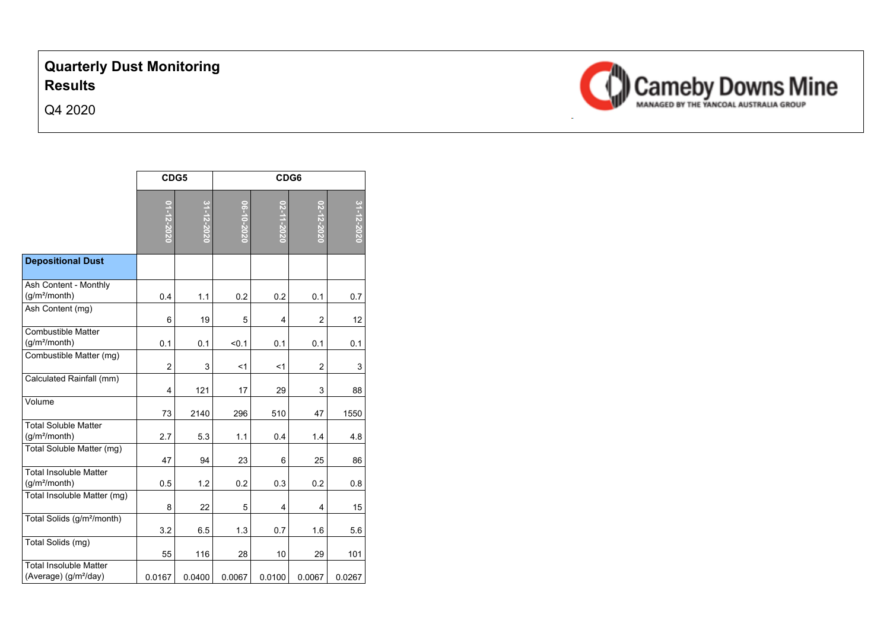# Quarterly Dust Monitoring Results

Q4 2020

Cameby Downs Mine
MANAGED BY THE YANCOAL AUSTRALIA GROUP

| | CDG5 | | CDG6 | | | |
|---|---|---|---|---|---|---|
| | 01-12-2020 | 31-12-2020 | 06-10-2020 | 02-11-2020 | 02-12-2020 | 31-12-2020 |
| **Depositional Dust** | | | | | | |
| Ash Content - Monthly (g/m²/month) | 0.4 | 1.1 | 0.2 | 0.2 | 0.1 | 0.7 |
| Ash Content (mg) | 6 | 19 | 5 | 4 | 2 | 12 |
| Combustible Matter (g/m²/month) | 0.1 | 0.1 | <0.1 | 0.1 | 0.1 | 0.1 |
| Combustible Matter (mg) | 2 | 3 | <1 | <1 | 2 | 3 |
| Calculated Rainfall (mm) | 4 | 121 | 17 | 29 | 3 | 88 |
| Volume | 73 | 2140 | 296 | 510 | 47 | 1550 |
| Total Soluble Matter (g/m²/month) | 2.7 | 5.3 | 1.1 | 0.4 | 1.4 | 4.8 |
| Total Soluble Matter (mg) | 47 | 94 | 23 | 6 | 25 | 86 |
| Total Insoluble Matter (g/m²/month) | 0.5 | 1.2 | 0.2 | 0.3 | 0.2 | 0.8 |
| Total Insoluble Matter (mg) | 8 | 22 | 5 | 4 | 4 | 15 |
| Total Solids (g/m²/month) | 3.2 | 6.5 | 1.3 | 0.7 | 1.6 | 5.6 |
| Total Solids (mg) | 55 | 116 | 28 | 10 | 29 | 101 |
| Total Insoluble Matter (Average) (g/m²/day) | 0.0167 | 0.0400 | 0.0067 | 0.0100 | 0.0067 | 0.0267 |